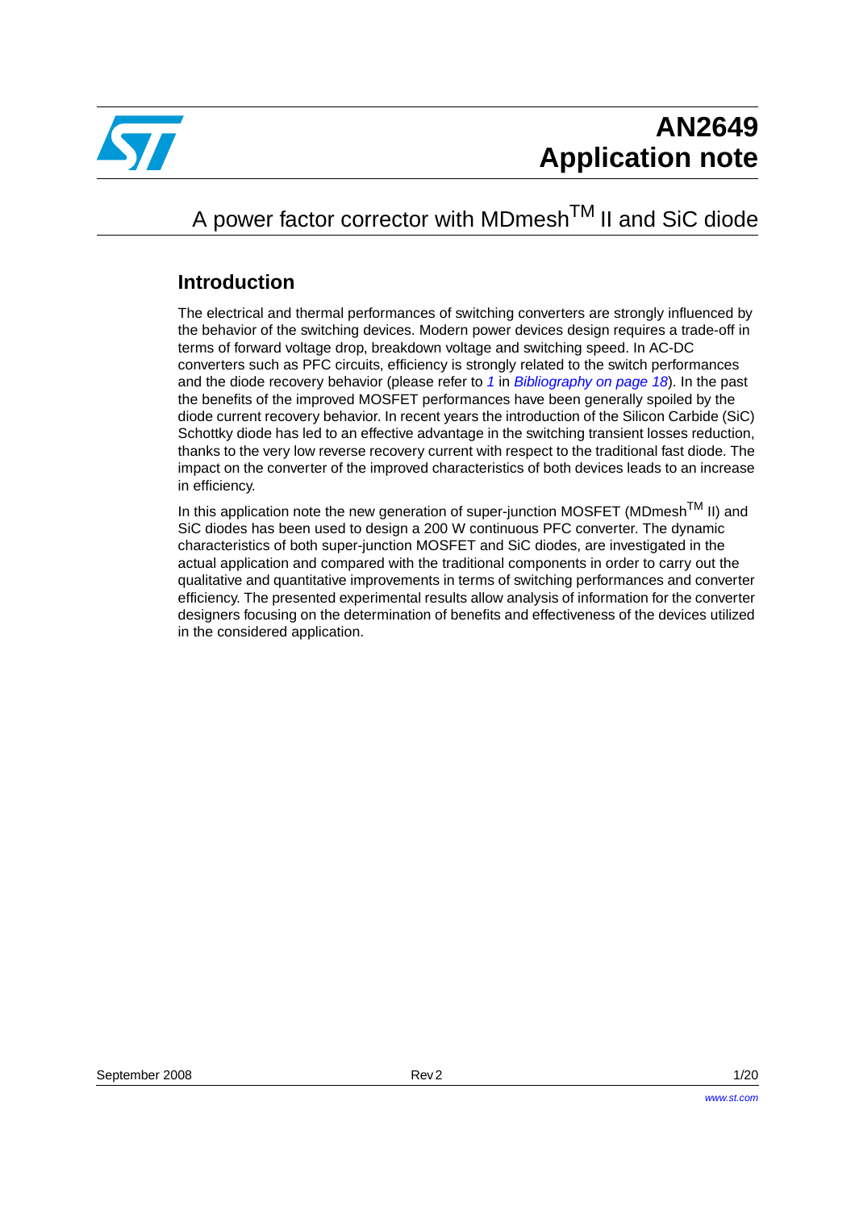# AN2649 Application note

## A power factor corrector with MDmesh$^{TM}$ II and SiC diode

### Introduction

The electrical and thermal performances of switching converters are strongly influenced by the behavior of the switching devices. Modern power devices design requires a trade-off in terms of forward voltage drop, breakdown voltage and switching speed. In AC-DC converters such as PFC circuits, efficiency is strongly related to the switch performances and the diode recovery behavior (please refer to *1* in *Bibliography on page 18*). In the past the benefits of the improved MOSFET performances have been generally spoiled by the diode current recovery behavior. In recent years the introduction of the Silicon Carbide (SiC) Schottky diode has led to an effective advantage in the switching transient losses reduction, thanks to the very low reverse recovery current with respect to the traditional fast diode. The impact on the converter of the improved characteristics of both devices leads to an increase in efficiency.

In this application note the new generation of super-junction MOSFET (MDmesh$^{TM}$ II) and SiC diodes has been used to design a 200 W continuous PFC converter. The dynamic characteristics of both super-junction MOSFET and SiC diodes, are investigated in the actual application and compared with the traditional components in order to carry out the qualitative and quantitative improvements in terms of switching performances and converter efficiency. The presented experimental results allow analysis of information for the converter designers focusing on the determination of benefits and effectiveness of the devices utilized in the considered application.

September 2008 Rev 2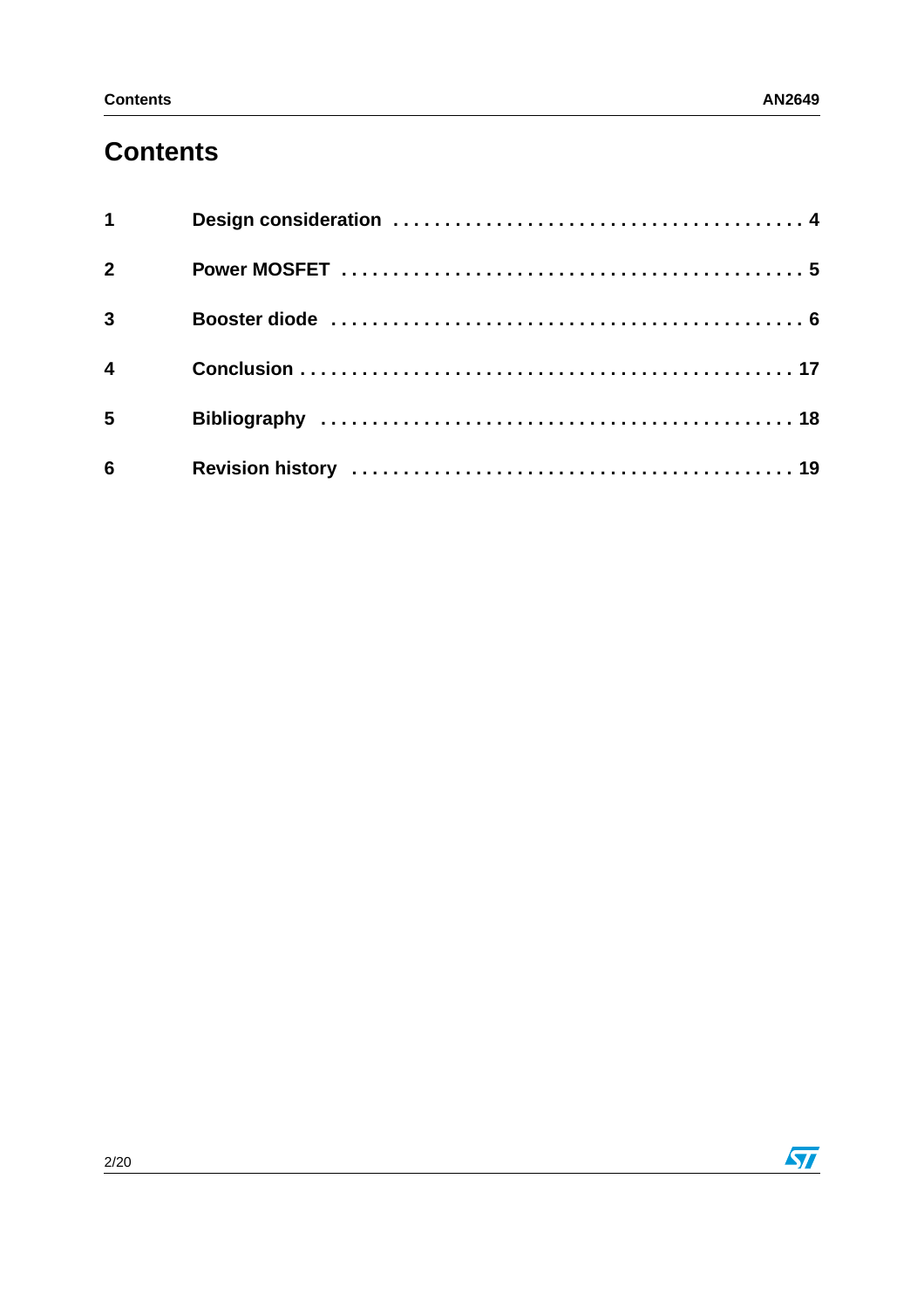# Contents

| | | |
|---|---|---|
| **1** | **Design consideration** | **4** |
| **2** | **Power MOSFET** | **5** |
| **3** | **Booster diode** | **6** |
| **4** | **Conclusion** | **17** |
| **5** | **Bibliography** | **18** |
| **6** | **Revision history** | **19** |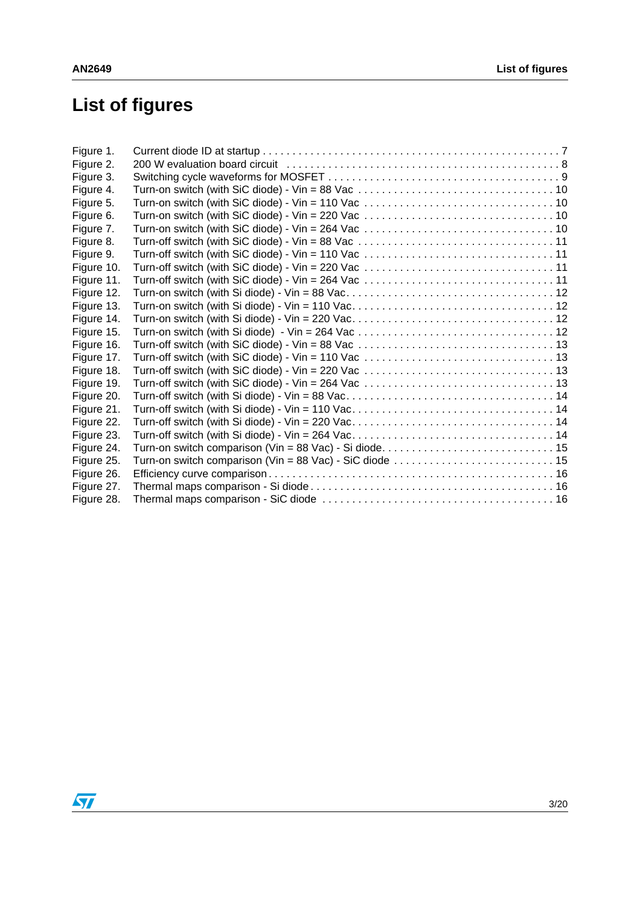# List of figures

| | | |
|---|---|---|
| Figure 1. | Current diode ID at startup | 7 |
| Figure 2. | 200 W evaluation board circuit | 8 |
| Figure 3. | Switching cycle waveforms for MOSFET | 9 |
| Figure 4. | Turn-on switch (with SiC diode) - Vin = 88 Vac | 10 |
| Figure 5. | Turn-on switch (with SiC diode) - Vin = 110 Vac | 10 |
| Figure 6. | Turn-on switch (with SiC diode) - Vin = 220 Vac | 10 |
| Figure 7. | Turn-on switch (with SiC diode) - Vin = 264 Vac | 10 |
| Figure 8. | Turn-off switch (with SiC diode) - Vin = 88 Vac | 11 |
| Figure 9. | Turn-off switch (with SiC diode) - Vin = 110 Vac | 11 |
| Figure 10. | Turn-off switch (with SiC diode) - Vin = 220 Vac | 11 |
| Figure 11. | Turn-off switch (with SiC diode) - Vin = 264 Vac | 11 |
| Figure 12. | Turn-on switch (with Si diode) - Vin = 88 Vac | 12 |
| Figure 13. | Turn-on switch (with Si diode) - Vin = 110 Vac | 12 |
| Figure 14. | Turn-on switch (with Si diode) - Vin = 220 Vac | 12 |
| Figure 15. | Turn-on switch (with Si diode) - Vin = 264 Vac | 12 |
| Figure 16. | Turn-off switch (with SiC diode) - Vin = 88 Vac | 13 |
| Figure 17. | Turn-off switch (with SiC diode) - Vin = 110 Vac | 13 |
| Figure 18. | Turn-off switch (with SiC diode) - Vin = 220 Vac | 13 |
| Figure 19. | Turn-off switch (with SiC diode) - Vin = 264 Vac | 13 |
| Figure 20. | Turn-off switch (with Si diode) - Vin = 88 Vac | 14 |
| Figure 21. | Turn-off switch (with Si diode) - Vin = 110 Vac | 14 |
| Figure 22. | Turn-off switch (with Si diode) - Vin = 220 Vac | 14 |
| Figure 23. | Turn-off switch (with Si diode) - Vin = 264 Vac | 14 |
| Figure 24. | Turn-on switch comparison (Vin = 88 Vac) - Si diode | 15 |
| Figure 25. | Turn-on switch comparison (Vin = 88 Vac) - SiC diode | 15 |
| Figure 26. | Efficiency curve comparison | 16 |
| Figure 27. | Thermal maps comparison - Si diode | 16 |
| Figure 28. | Thermal maps comparison - SiC diode | 16 |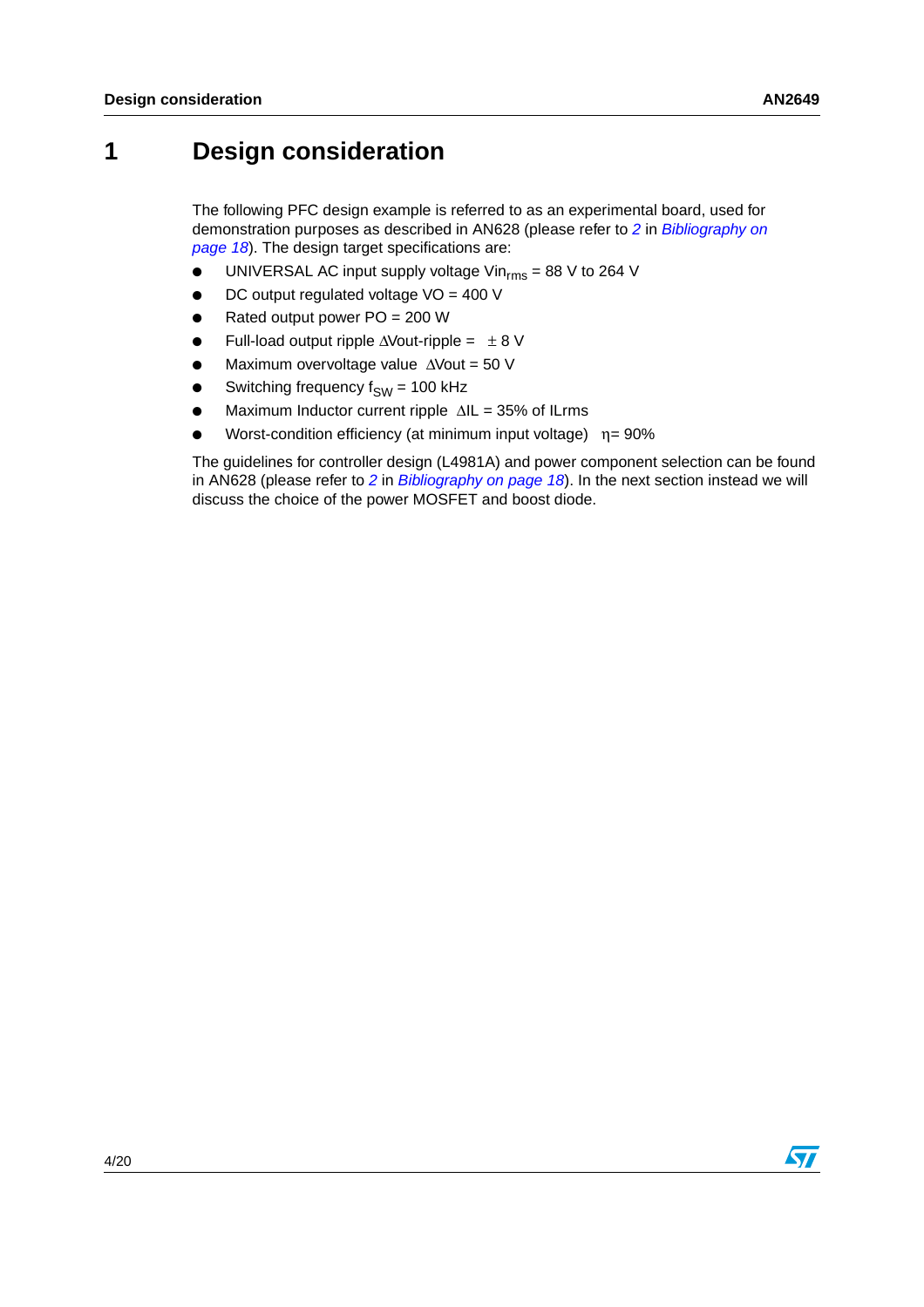# 1 Design consideration

The following PFC design example is referred to as an experimental board, used for demonstration purposes as described in AN628 (please refer to *2* in *Bibliography on page 18*). The design target specifications are:

- UNIVERSAL AC input supply voltage $Vin_{rms}$ = 88 V to 264 V
- DC output regulated voltage VO = 400 V
- Rated output power PO = 200 W
- Full-load output ripple $\Delta$Vout-ripple = $\pm$ 8 V
- Maximum overvoltage value $\Delta$Vout = 50 V
- Switching frequency $f_{SW}$ = 100 kHz
- Maximum Inductor current ripple $\Delta$IL = 35% of ILrms
- Worst-condition efficiency (at minimum input voltage) $\eta$= 90%

The guidelines for controller design (L4981A) and power component selection can be found in AN628 (please refer to *2* in *Bibliography on page 18*). In the next section instead we will discuss the choice of the power MOSFET and boost diode.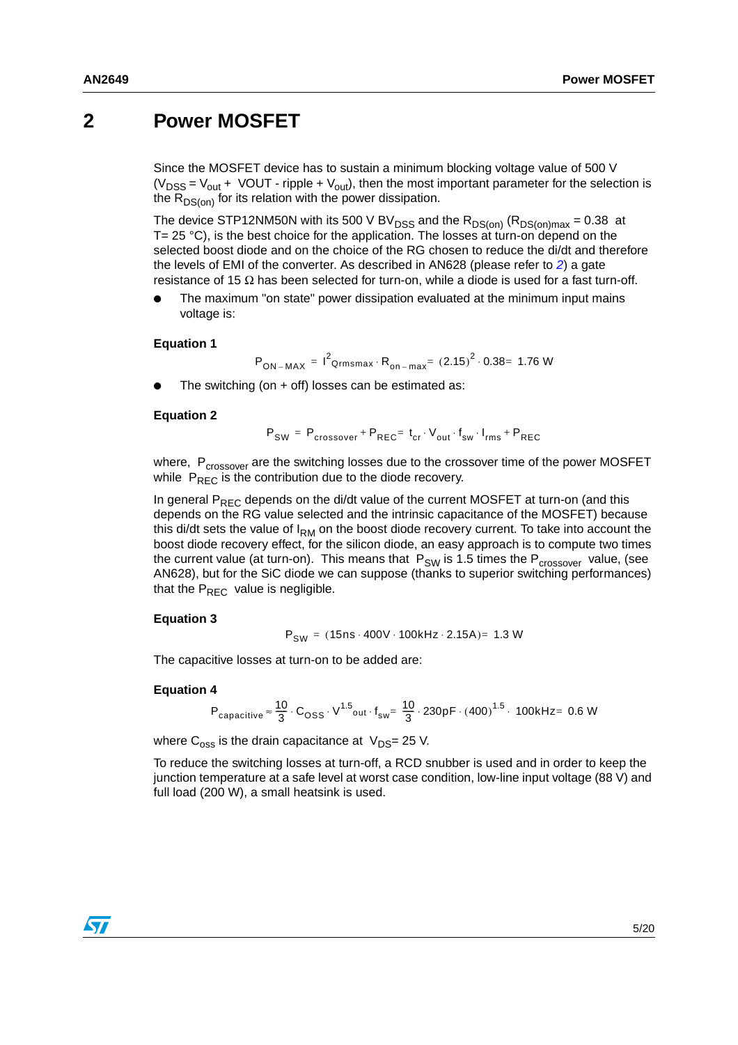## 2 Power MOSFET

Since the MOSFET device has to sustain a minimum blocking voltage value of 500 V ($V_{DSS} = V_{out}$ + VOUT - ripple + $V_{out}$), then the most important parameter for the selection is the $R_{DS(on)}$ for its relation with the power dissipation.

The device STP12NM50N with its 500 V $BV_{DSS}$ and the $R_{DS(on)}$ ($R_{DS(on)max}$ = 0.38 at T= 25 °C), is the best choice for the application. The losses at turn-on depend on the selected boost diode and on the choice of the RG chosen to reduce the di/dt and therefore the levels of EMI of the converter. As described in AN628 (please refer to *2*) a gate resistance of 15 Ω has been selected for turn-on, while a diode is used for a fast turn-off.

- The maximum "on state" power dissipation evaluated at the minimum input mains voltage is:

**Equation 1**

$$P_{ON-MAX} = I^2_{Qrmsmax} \cdot R_{on-max} = (2.15)^2 \cdot 0.38 = 1.76\ \text{W}$$

- The switching (on + off) losses can be estimated as:

**Equation 2**

$$P_{SW} = P_{crossover} + P_{REC} = t_{cr} \cdot V_{out} \cdot f_{sw} \cdot I_{rms} + P_{REC}$$

where, $P_{crossover}$ are the switching losses due to the crossover time of the power MOSFET while $P_{REC}$ is the contribution due to the diode recovery.

In general $P_{REC}$ depends on the di/dt value of the current MOSFET at turn-on (and this depends on the RG value selected and the intrinsic capacitance of the MOSFET) because this di/dt sets the value of $I_{RM}$ on the boost diode recovery current. To take into account the boost diode recovery effect, for the silicon diode, an easy approach is to compute two times the current value (at turn-on). This means that $P_{SW}$ is 1.5 times the $P_{crossover}$ value, (see AN628), but for the SiC diode we can suppose (thanks to superior switching performances) that the $P_{REC}$ value is negligible.

**Equation 3**

$$P_{SW} = (15\text{ns} \cdot 400\text{V} \cdot 100\text{kHz} \cdot 2.15\text{A}) = 1.3\ \text{W}$$

The capacitive losses at turn-on to be added are:

**Equation 4**

$$P_{capacitive} \approx \frac{10}{3} \cdot C_{OSS} \cdot V^{1.5}_{out} \cdot f_{sw} = \frac{10}{3} \cdot 230\text{pF} \cdot (400)^{1.5} \cdot 100\text{kHz} = 0.6\ \text{W}$$

where $C_{oss}$ is the drain capacitance at $V_{DS}$= 25 V.

To reduce the switching losses at turn-off, a RCD snubber is used and in order to keep the junction temperature at a safe level at worst case condition, low-line input voltage (88 V) and full load (200 W), a small heatsink is used.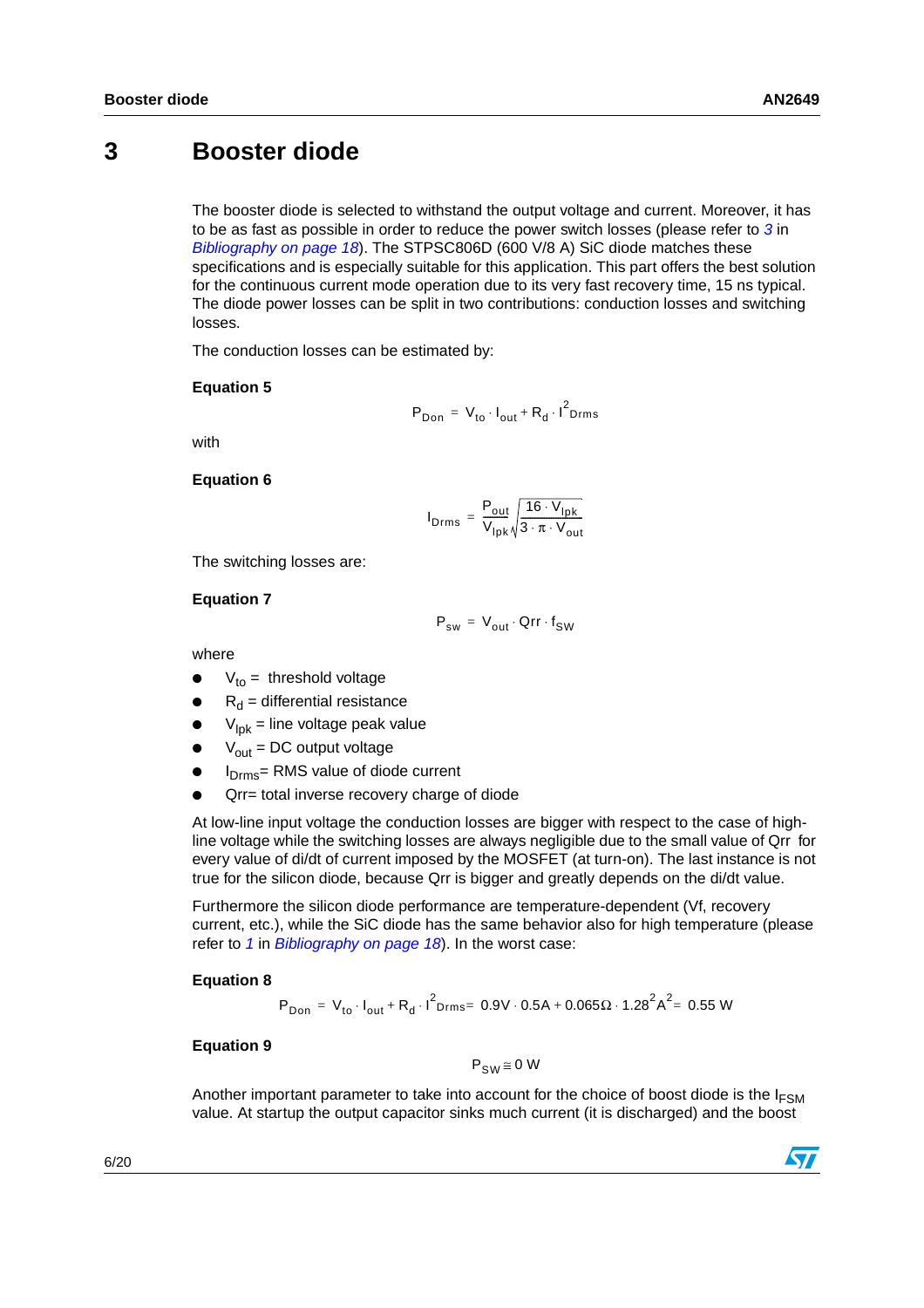# 3 Booster diode

The booster diode is selected to withstand the output voltage and current. Moreover, it has to be as fast as possible in order to reduce the power switch losses (please refer to *3* in *Bibliography on page 18*). The STPSC806D (600 V/8 A) SiC diode matches these specifications and is especially suitable for this application. This part offers the best solution for the continuous current mode operation due to its very fast recovery time, 15 ns typical. The diode power losses can be split in two contributions: conduction losses and switching losses.

The conduction losses can be estimated by:

**Equation 5**

$$P_{Don} = V_{to} \cdot I_{out} + R_d \cdot I^2_{Drms}$$

with

**Equation 6**

$$I_{Drms} = \frac{P_{out}}{V_{Ipk}}\sqrt{\frac{16 \cdot V_{Ipk}}{3 \cdot \pi \cdot V_{out}}}$$

The switching losses are:

**Equation 7**

$$P_{sw} = V_{out} \cdot Qrr \cdot f_{SW}$$

where

- $V_{to}$ = threshold voltage
- $R_d$ = differential resistance
- $V_{Ipk}$ = line voltage peak value
- $V_{out}$ = DC output voltage
- $I_{Drms}$= RMS value of diode current
- Qrr= total inverse recovery charge of diode

At low-line input voltage the conduction losses are bigger with respect to the case of high-line voltage while the switching losses are always negligible due to the small value of Qrr for every value of di/dt of current imposed by the MOSFET (at turn-on). The last instance is not true for the silicon diode, because Qrr is bigger and greatly depends on the di/dt value.

Furthermore the silicon diode performance are temperature-dependent (Vf, recovery current, etc.), while the SiC diode has the same behavior also for high temperature (please refer to *1* in *Bibliography on page 18*). In the worst case:

**Equation 8**

$$P_{Don} = V_{to} \cdot I_{out} + R_d \cdot I^2_{Drms} = 0.9V \cdot 0.5A + 0.065\Omega \cdot 1.28^2 A^2 = 0.55\ W$$

**Equation 9**

$$P_{SW} \cong 0\ W$$

Another important parameter to take into account for the choice of boost diode is the $I_{FSM}$ value. At startup the output capacitor sinks much current (it is discharged) and the boost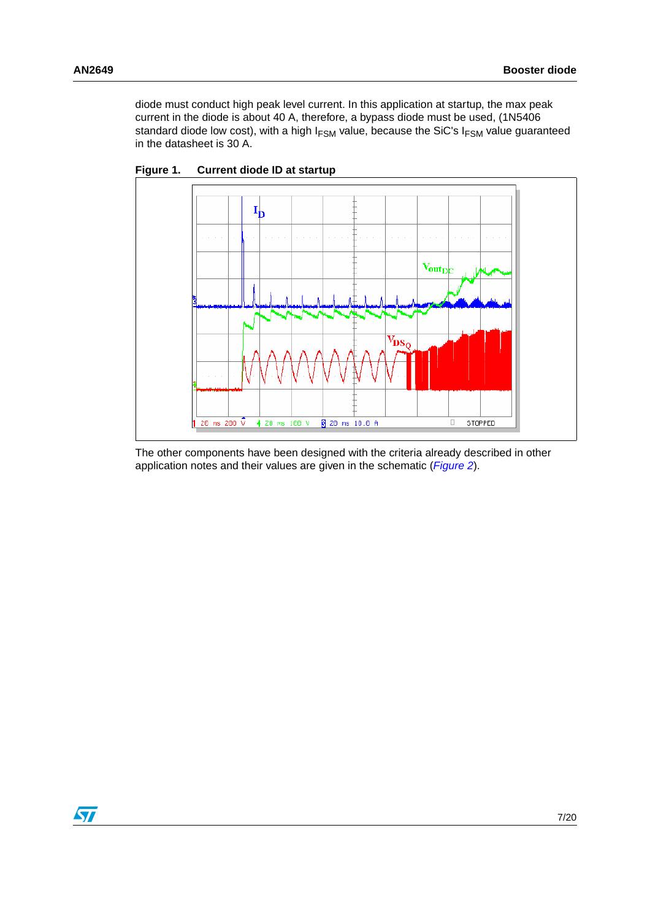diode must conduct high peak level current. In this application at startup, the max peak current in the diode is about 40 A, therefore, a bypass diode must be used, (1N5406 standard diode low cost), with a high $I_{FSM}$ value, because the SiC's $I_{FSM}$ value guaranteed in the datasheet is 30 A.

**Figure 1. Current diode ID at startup**

The other components have been designed with the criteria already described in other application notes and their values are given in the schematic (*Figure 2*).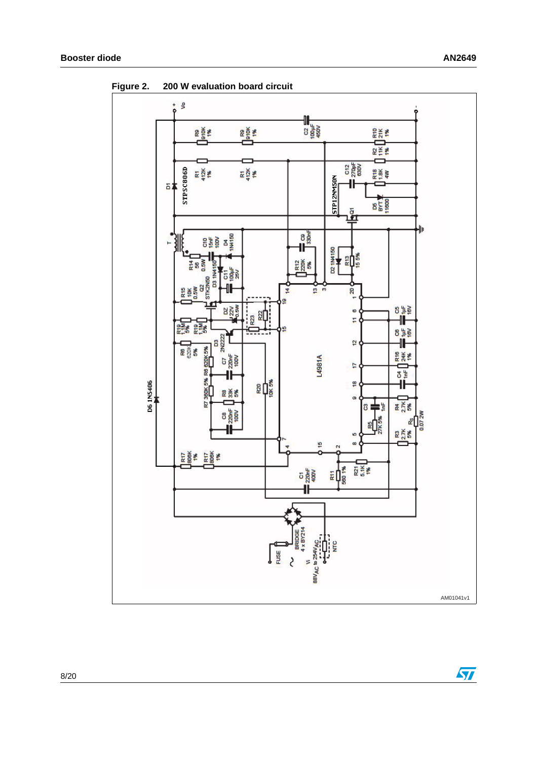**Figure 2. 200 W evaluation board circuit**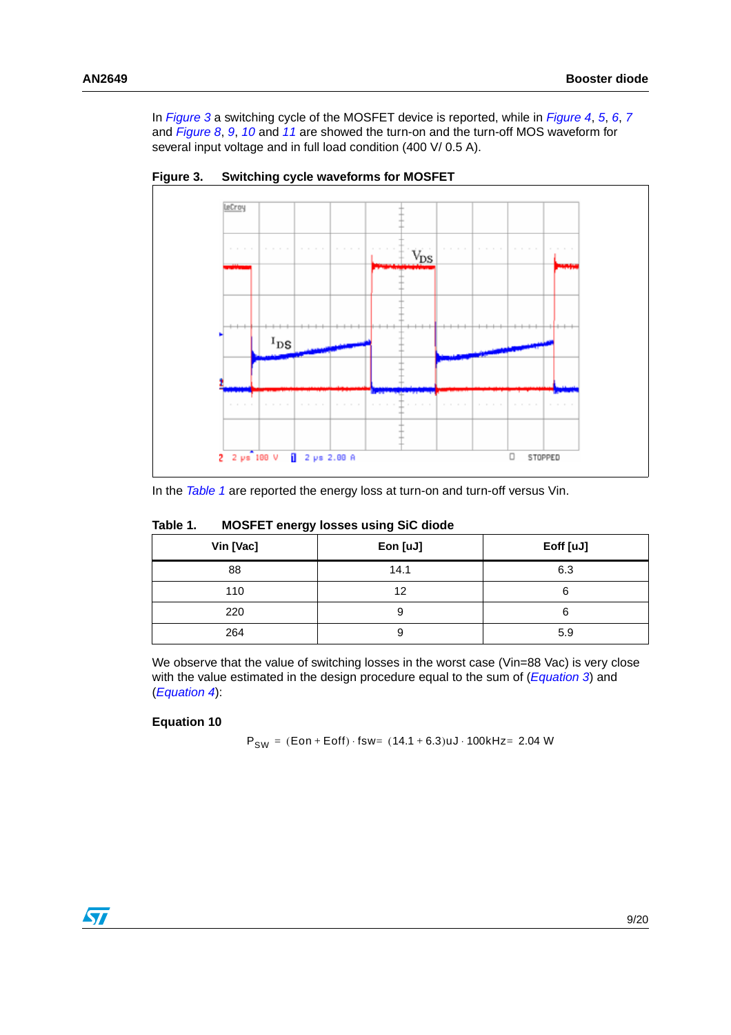In *Figure 3* a switching cycle of the MOSFET device is reported, while in *Figure 4*, *5*, *6*, *7* and *Figure 8*, *9*, *10* and *11* are showed the turn-on and the turn-off MOS waveform for several input voltage and in full load condition (400 V/ 0.5 A).

**Figure 3. Switching cycle waveforms for MOSFET**

In the *Table 1* are reported the energy loss at turn-on and turn-off versus Vin.

**Table 1. MOSFET energy losses using SiC diode**

| Vin [Vac] | Eon [uJ] | Eoff [uJ] |
|---|---|---|
| 88 | 14.1 | 6.3 |
| 110 | 12 | 6 |
| 220 | 9 | 6 |
| 264 | 9 | 5.9 |

We observe that the value of switching losses in the worst case (Vin=88 Vac) is very close with the value estimated in the design procedure equal to the sum of (*Equation 3*) and (*Equation 4*):

**Equation 10**

$$P_{SW} = (Eon + Eoff) \cdot fsw = (14.1 + 6.3)uJ \cdot 100kHz = 2.04\ W$$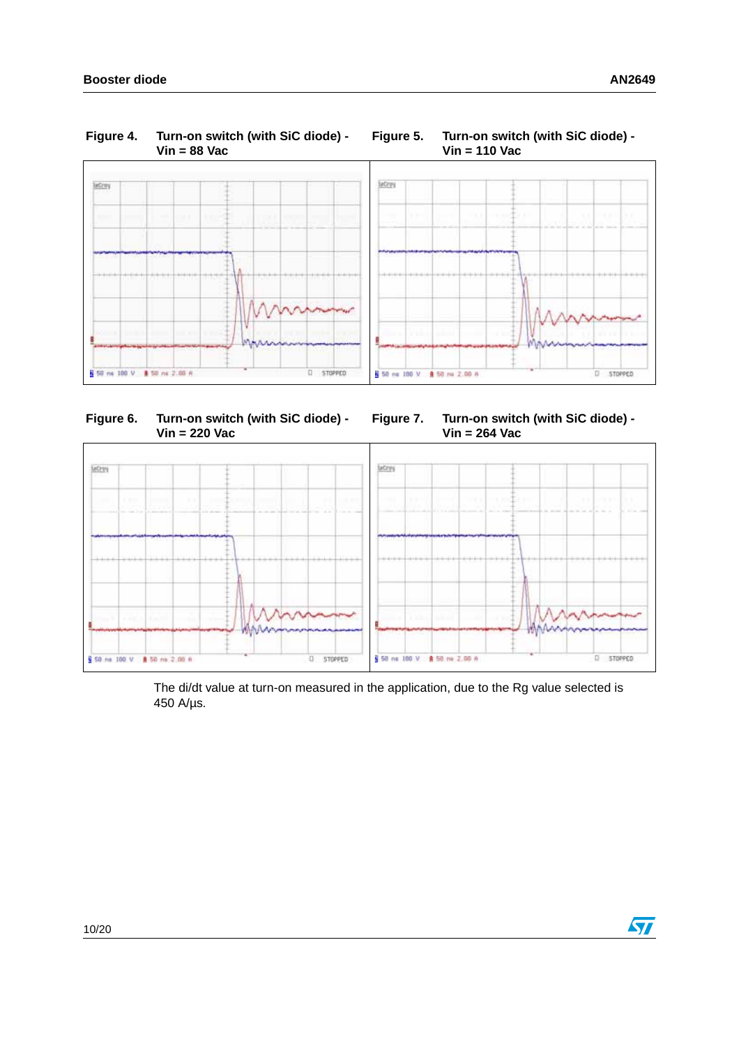Figure 4. Turn-on switch (with SiC diode) - Vin = 88 Vac

Figure 5. Turn-on switch (with SiC diode) - Vin = 110 Vac

Figure 6. Turn-on switch (with SiC diode) - Vin = 220 Vac

Figure 7. Turn-on switch (with SiC diode) - Vin = 264 Vac

The di/dt value at turn-on measured in the application, due to the Rg value selected is 450 A/µs.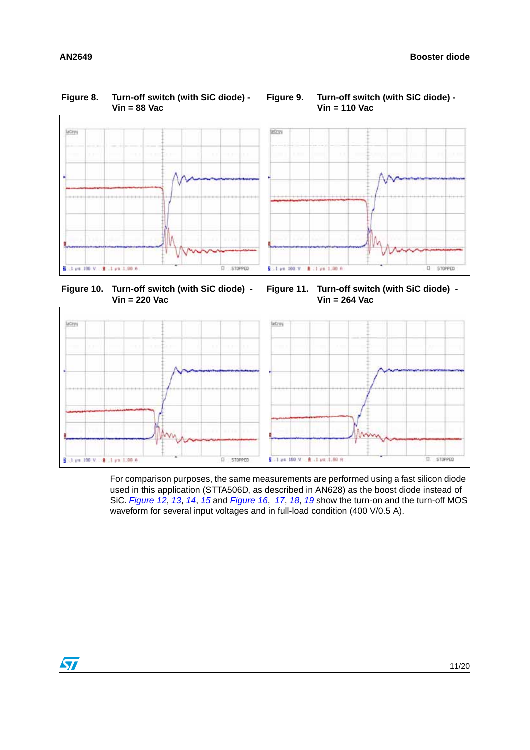Figure 8. Turn-off switch (with SiC diode) - Vin = 88 Vac

Figure 9. Turn-off switch (with SiC diode) - Vin = 110 Vac

Figure 10. Turn-off switch (with SiC diode) - Vin = 220 Vac

Figure 11. Turn-off switch (with SiC diode) - Vin = 264 Vac

For comparison purposes, the same measurements are performed using a fast silicon diode used in this application (STTA506D, as described in AN628) as the boost diode instead of SiC. *Figure 12*, *13*, *14*, *15* and *Figure 16*, *17*, *18*, *19* show the turn-on and the turn-off MOS waveform for several input voltages and in full-load condition (400 V/0.5 A).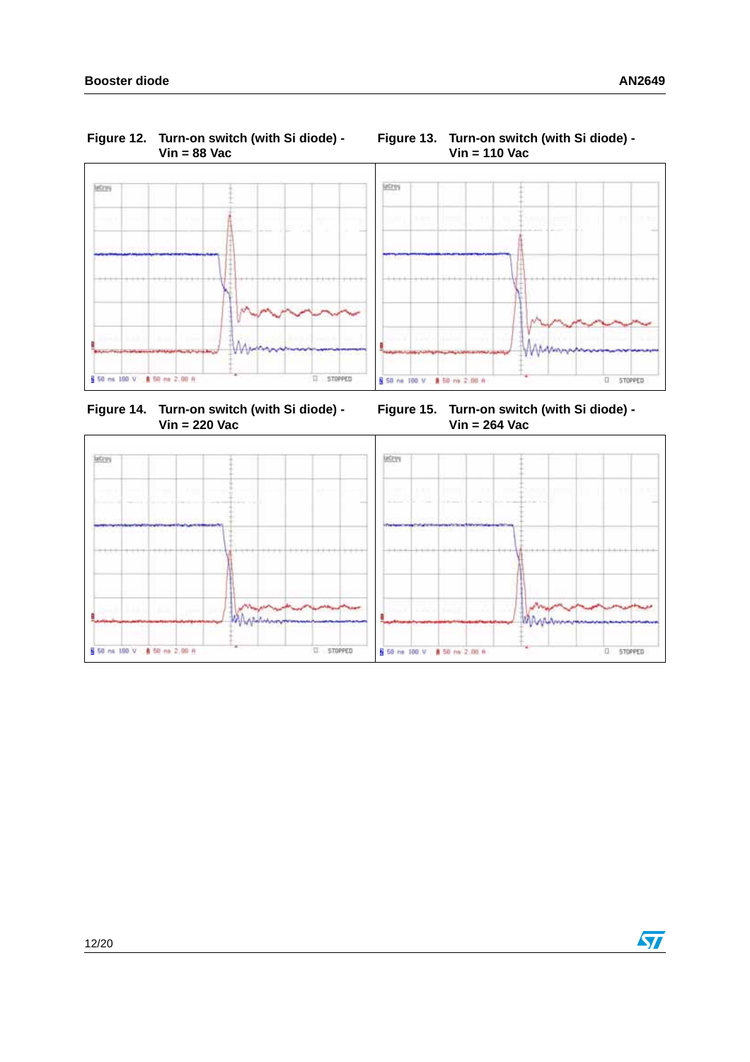Figure 12. Turn-on switch (with Si diode) - Vin = 88 Vac

Figure 13. Turn-on switch (with Si diode) - Vin = 110 Vac

Figure 14. Turn-on switch (with Si diode) - Vin = 220 Vac

Figure 15. Turn-on switch (with Si diode) - Vin = 264 Vac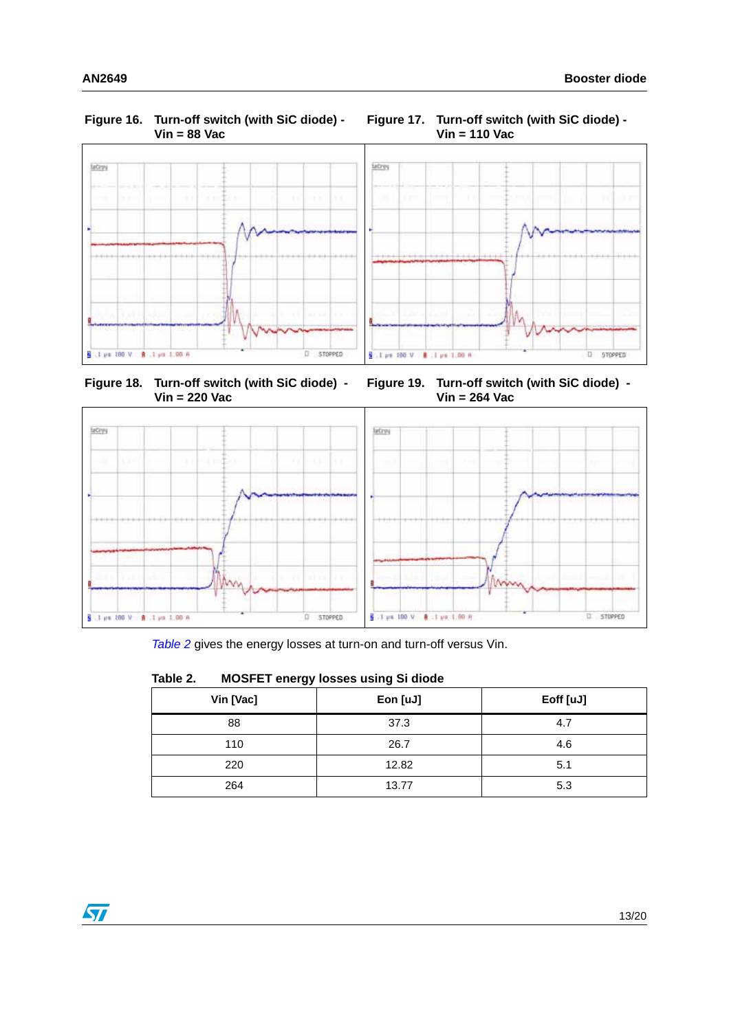Figure 16. Turn-off switch (with SiC diode) - Vin = 88 Vac

Figure 17. Turn-off switch (with SiC diode) - Vin = 110 Vac

Figure 18. Turn-off switch (with SiC diode) - Vin = 220 Vac

Figure 19. Turn-off switch (with SiC diode) - Vin = 264 Vac

*Table 2* gives the energy losses at turn-on and turn-off versus Vin.

**Table 2. MOSFET energy losses using Si diode**

| Vin [Vac] | Eon [uJ] | Eoff [uJ] |
|---|---|---|
| 88 | 37.3 | 4.7 |
| 110 | 26.7 | 4.6 |
| 220 | 12.82 | 5.1 |
| 264 | 13.77 | 5.3 |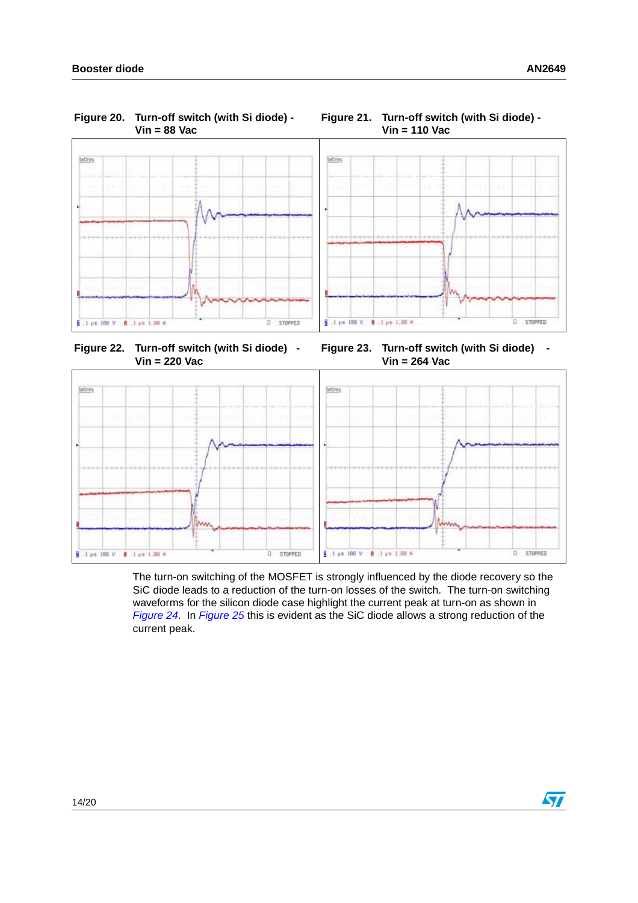**Figure 20. Turn-off switch (with Si diode) - Vin = 88 Vac**

**Figure 21. Turn-off switch (with Si diode) - Vin = 110 Vac**

**Figure 22. Turn-off switch (with Si diode) - Vin = 220 Vac**

**Figure 23. Turn-off switch (with Si diode) - Vin = 264 Vac**

The turn-on switching of the MOSFET is strongly influenced by the diode recovery so the SiC diode leads to a reduction of the turn-on losses of the switch. The turn-on switching waveforms for the silicon diode case highlight the current peak at turn-on as shown in *Figure 24*. In *Figure 25* this is evident as the SiC diode allows a strong reduction of the current peak.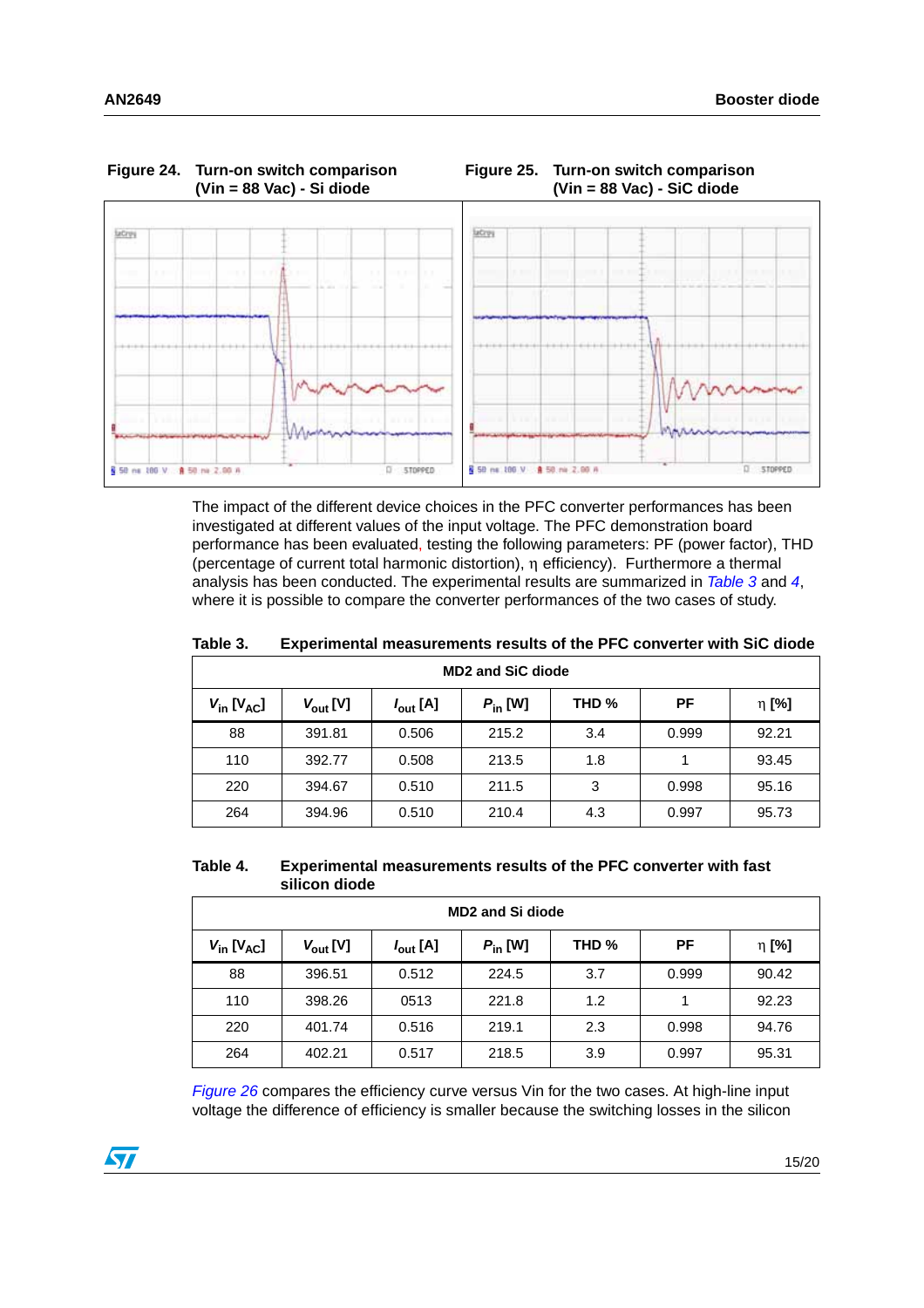Figure 24. Turn-on switch comparison (Vin = 88 Vac) - Si diode

Figure 25. Turn-on switch comparison (Vin = 88 Vac) - SiC diode

The impact of the different device choices in the PFC converter performances has been investigated at different values of the input voltage. The PFC demonstration board performance has been evaluated, testing the following parameters: PF (power factor), THD (percentage of current total harmonic distortion), η efficiency). Furthermore a thermal analysis has been conducted. The experimental results are summarized in *Table 3* and *4*, where it is possible to compare the converter performances of the two cases of study.

**Table 3. Experimental measurements results of the PFC converter with SiC diode**

| MD2 and SiC diode | | | | | | |
|---|---|---|---|---|---|---|
| $V_{in}$ [$V_{AC}$] | $V_{out}$ [V] | $I_{out}$ [A] | $P_{in}$ [W] | THD % | PF | η [%] |
| 88 | 391.81 | 0.506 | 215.2 | 3.4 | 0.999 | 92.21 |
| 110 | 392.77 | 0.508 | 213.5 | 1.8 | 1 | 93.45 |
| 220 | 394.67 | 0.510 | 211.5 | 3 | 0.998 | 95.16 |
| 264 | 394.96 | 0.510 | 210.4 | 4.3 | 0.997 | 95.73 |

**Table 4. Experimental measurements results of the PFC converter with fast silicon diode**

| MD2 and Si diode | | | | | | |
|---|---|---|---|---|---|---|
| $V_{in}$ [$V_{AC}$] | $V_{out}$ [V] | $I_{out}$ [A] | $P_{in}$ [W] | THD % | PF | η [%] |
| 88 | 396.51 | 0.512 | 224.5 | 3.7 | 0.999 | 90.42 |
| 110 | 398.26 | 0513 | 221.8 | 1.2 | 1 | 92.23 |
| 220 | 401.74 | 0.516 | 219.1 | 2.3 | 0.998 | 94.76 |
| 264 | 402.21 | 0.517 | 218.5 | 3.9 | 0.997 | 95.31 |

*Figure 26* compares the efficiency curve versus Vin for the two cases. At high-line input voltage the difference of efficiency is smaller because the switching losses in the silicon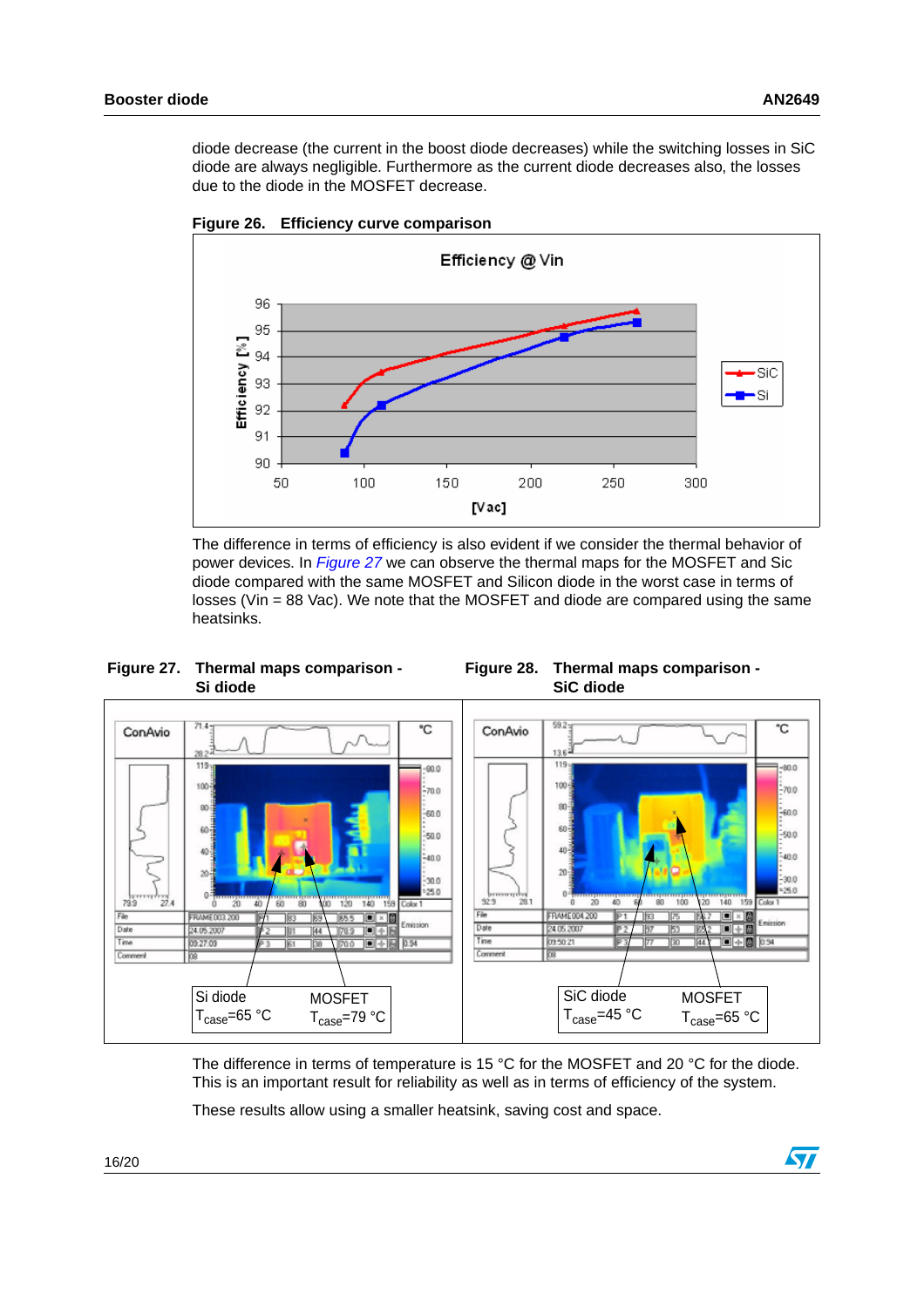diode decrease (the current in the boost diode decreases) while the switching losses in SiC diode are always negligible. Furthermore as the current diode decreases also, the losses due to the diode in the MOSFET decrease.

**Figure 26. Efficiency curve comparison**

The difference in terms of efficiency is also evident if we consider the thermal behavior of power devices. In *Figure 27* we can observe the thermal maps for the MOSFET and Sic diode compared with the same MOSFET and Silicon diode in the worst case in terms of losses (Vin = 88 Vac). We note that the MOSFET and diode are compared using the same heatsinks.

**Figure 27. Thermal maps comparison - Si diode**

Si diode $T_{case}$=65 °C; MOSFET $T_{case}$=79 °C

**Figure 28. Thermal maps comparison - SiC diode**

SiC diode $T_{case}$=45 °C; MOSFET $T_{case}$=65 °C

The difference in terms of temperature is 15 °C for the MOSFET and 20 °C for the diode. This is an important result for reliability as well as in terms of efficiency of the system.

These results allow using a smaller heatsink, saving cost and space.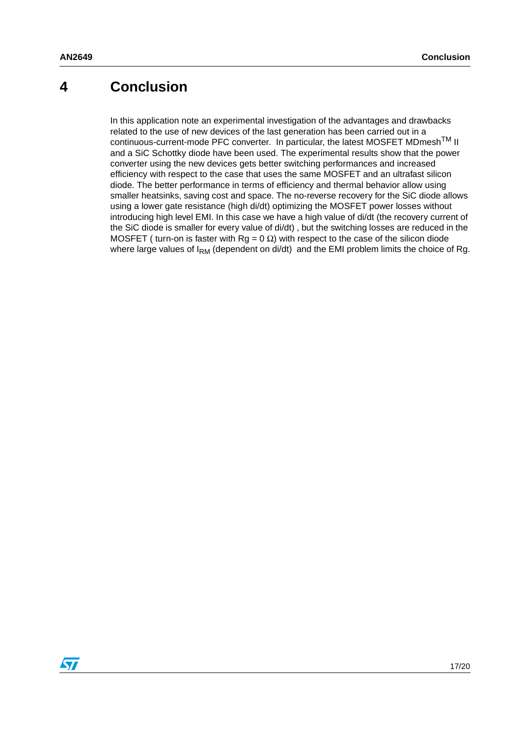# 4 Conclusion

In this application note an experimental investigation of the advantages and drawbacks related to the use of new devices of the last generation has been carried out in a continuous-current-mode PFC converter. In particular, the latest MOSFET MDmesh$^{TM}$ II and a SiC Schottky diode have been used. The experimental results show that the power converter using the new devices gets better switching performances and increased efficiency with respect to the case that uses the same MOSFET and an ultrafast silicon diode. The better performance in terms of efficiency and thermal behavior allow using smaller heatsinks, saving cost and space. The no-reverse recovery for the SiC diode allows using a lower gate resistance (high di/dt) optimizing the MOSFET power losses without introducing high level EMI. In this case we have a high value of di/dt (the recovery current of the SiC diode is smaller for every value of di/dt) , but the switching losses are reduced in the MOSFET ( turn-on is faster with Rg = 0 Ω) with respect to the case of the silicon diode where large values of $I_{RM}$ (dependent on di/dt) and the EMI problem limits the choice of Rg.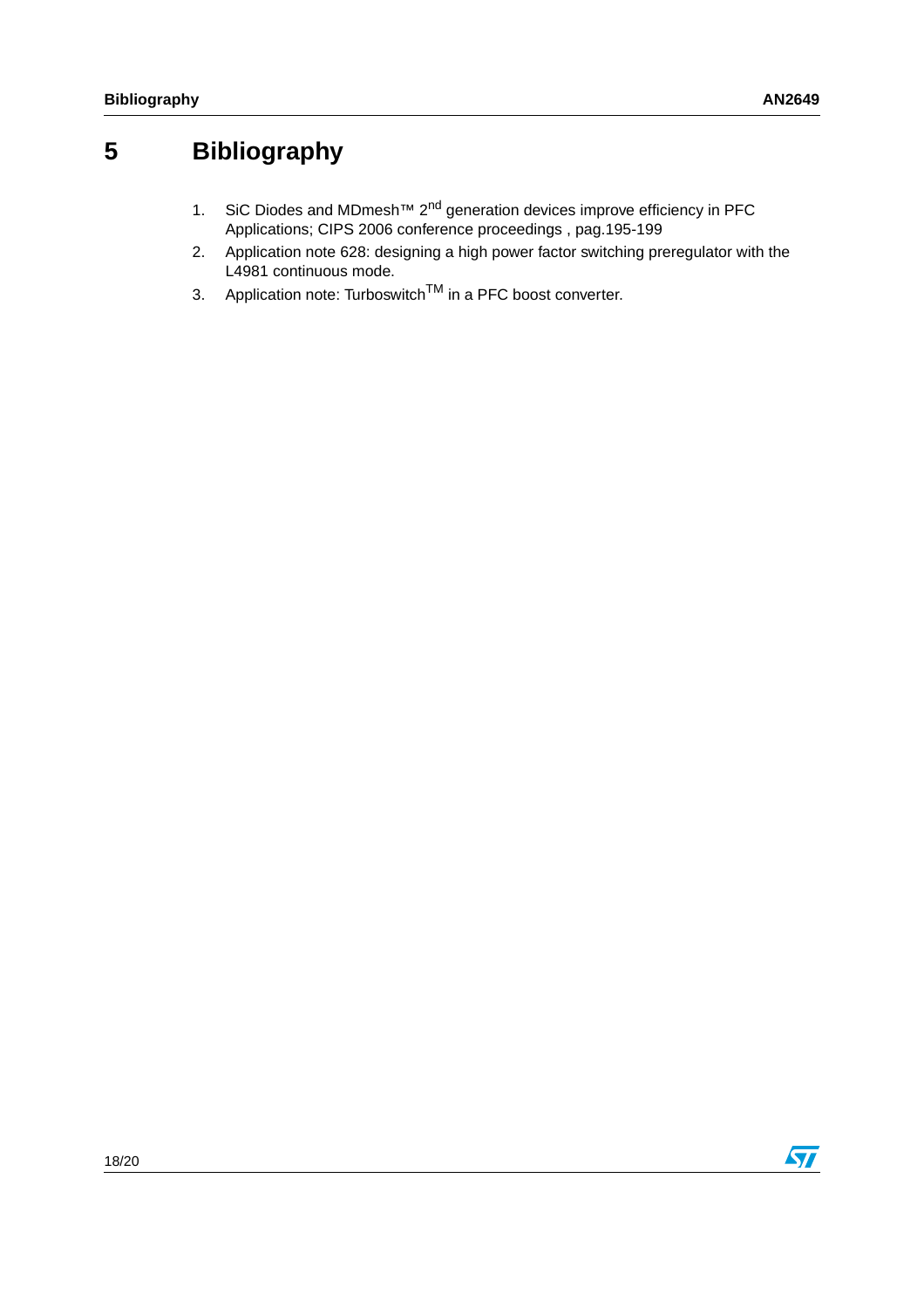# 5 Bibliography

1. SiC Diodes and MDmesh™ $2^{nd}$ generation devices improve efficiency in PFC Applications; CIPS 2006 conference proceedings , pag.195-199
2. Application note 628: designing a high power factor switching preregulator with the L4981 continuous mode.
3. Application note: Turboswitch$^{TM}$ in a PFC boost converter.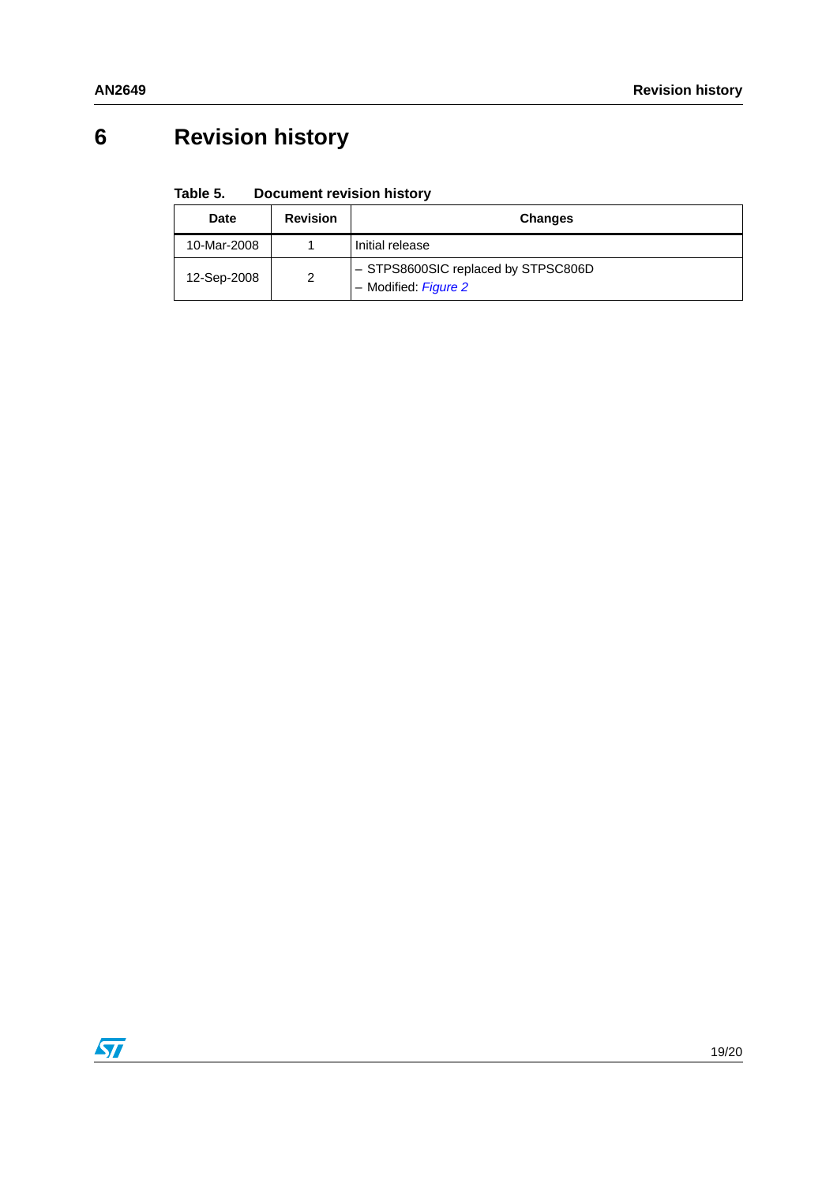# 6 Revision history

**Table 5. Document revision history**

| Date | Revision | Changes |
|---|---|---|
| 10-Mar-2008 | 1 | Initial release |
| 12-Sep-2008 | 2 | – STPS8600SIC replaced by STPSC806D<br>– Modified: *Figure 2* |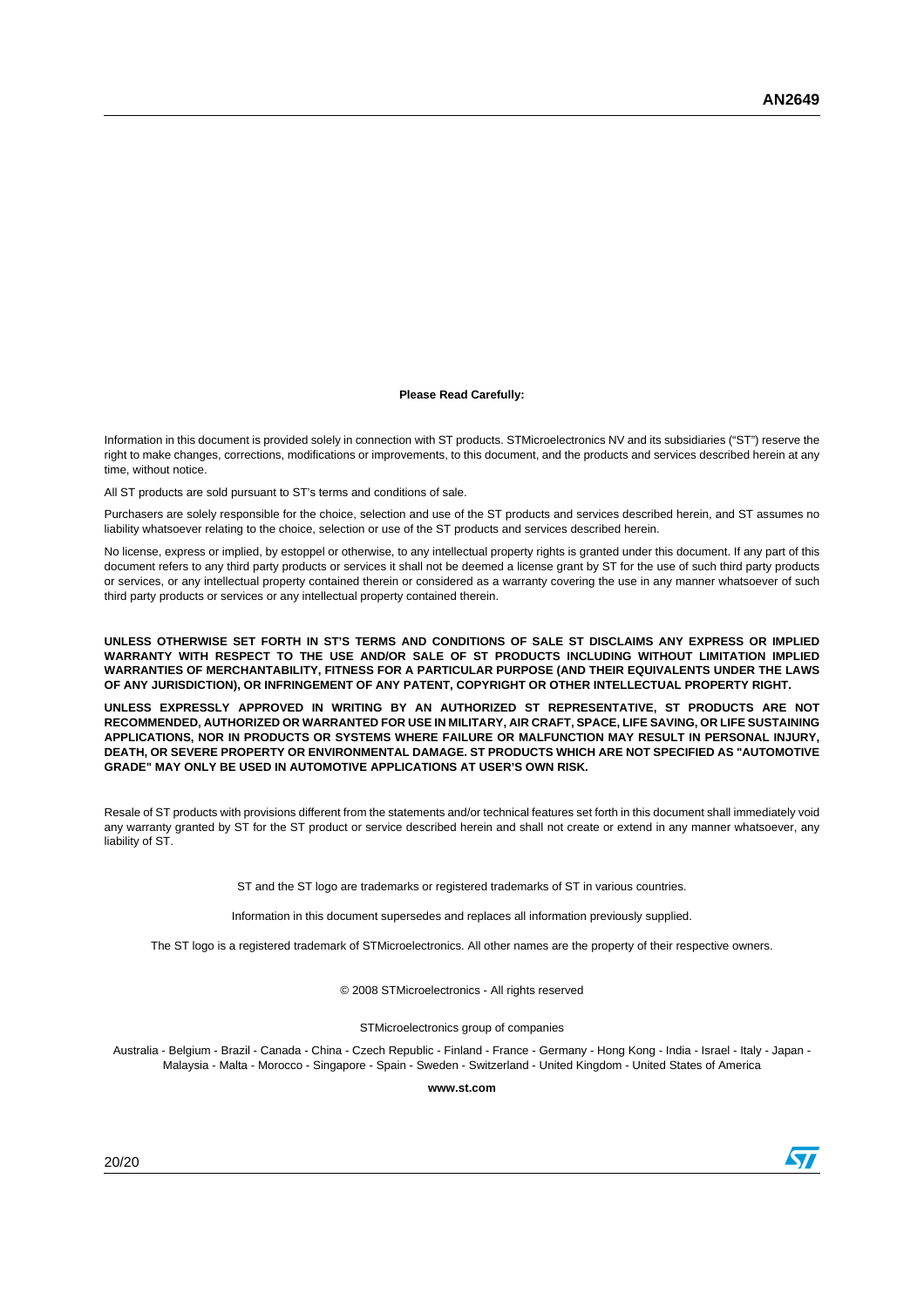**Please Read Carefully:**

Information in this document is provided solely in connection with ST products. STMicroelectronics NV and its subsidiaries ("ST") reserve the right to make changes, corrections, modifications or improvements, to this document, and the products and services described herein at any time, without notice.

All ST products are sold pursuant to ST's terms and conditions of sale.

Purchasers are solely responsible for the choice, selection and use of the ST products and services described herein, and ST assumes no liability whatsoever relating to the choice, selection or use of the ST products and services described herein.

No license, express or implied, by estoppel or otherwise, to any intellectual property rights is granted under this document. If any part of this document refers to any third party products or services it shall not be deemed a license grant by ST for the use of such third party products or services, or any intellectual property contained therein or considered as a warranty covering the use in any manner whatsoever of such third party products or services or any intellectual property contained therein.

**UNLESS OTHERWISE SET FORTH IN ST'S TERMS AND CONDITIONS OF SALE ST DISCLAIMS ANY EXPRESS OR IMPLIED WARRANTY WITH RESPECT TO THE USE AND/OR SALE OF ST PRODUCTS INCLUDING WITHOUT LIMITATION IMPLIED WARRANTIES OF MERCHANTABILITY, FITNESS FOR A PARTICULAR PURPOSE (AND THEIR EQUIVALENTS UNDER THE LAWS OF ANY JURISDICTION), OR INFRINGEMENT OF ANY PATENT, COPYRIGHT OR OTHER INTELLECTUAL PROPERTY RIGHT.**

**UNLESS EXPRESSLY APPROVED IN WRITING BY AN AUTHORIZED ST REPRESENTATIVE, ST PRODUCTS ARE NOT RECOMMENDED, AUTHORIZED OR WARRANTED FOR USE IN MILITARY, AIR CRAFT, SPACE, LIFE SAVING, OR LIFE SUSTAINING APPLICATIONS, NOR IN PRODUCTS OR SYSTEMS WHERE FAILURE OR MALFUNCTION MAY RESULT IN PERSONAL INJURY, DEATH, OR SEVERE PROPERTY OR ENVIRONMENTAL DAMAGE. ST PRODUCTS WHICH ARE NOT SPECIFIED AS "AUTOMOTIVE GRADE" MAY ONLY BE USED IN AUTOMOTIVE APPLICATIONS AT USER'S OWN RISK.**

Resale of ST products with provisions different from the statements and/or technical features set forth in this document shall immediately void any warranty granted by ST for the ST product or service described herein and shall not create or extend in any manner whatsoever, any liability of ST.

ST and the ST logo are trademarks or registered trademarks of ST in various countries.

Information in this document supersedes and replaces all information previously supplied.

The ST logo is a registered trademark of STMicroelectronics. All other names are the property of their respective owners.

© 2008 STMicroelectronics - All rights reserved

STMicroelectronics group of companies

Australia - Belgium - Brazil - Canada - China - Czech Republic - Finland - France - Germany - Hong Kong - India - Israel - Italy - Japan - Malaysia - Malta - Morocco - Singapore - Spain - Sweden - Switzerland - United Kingdom - United States of America

**www.st.com**